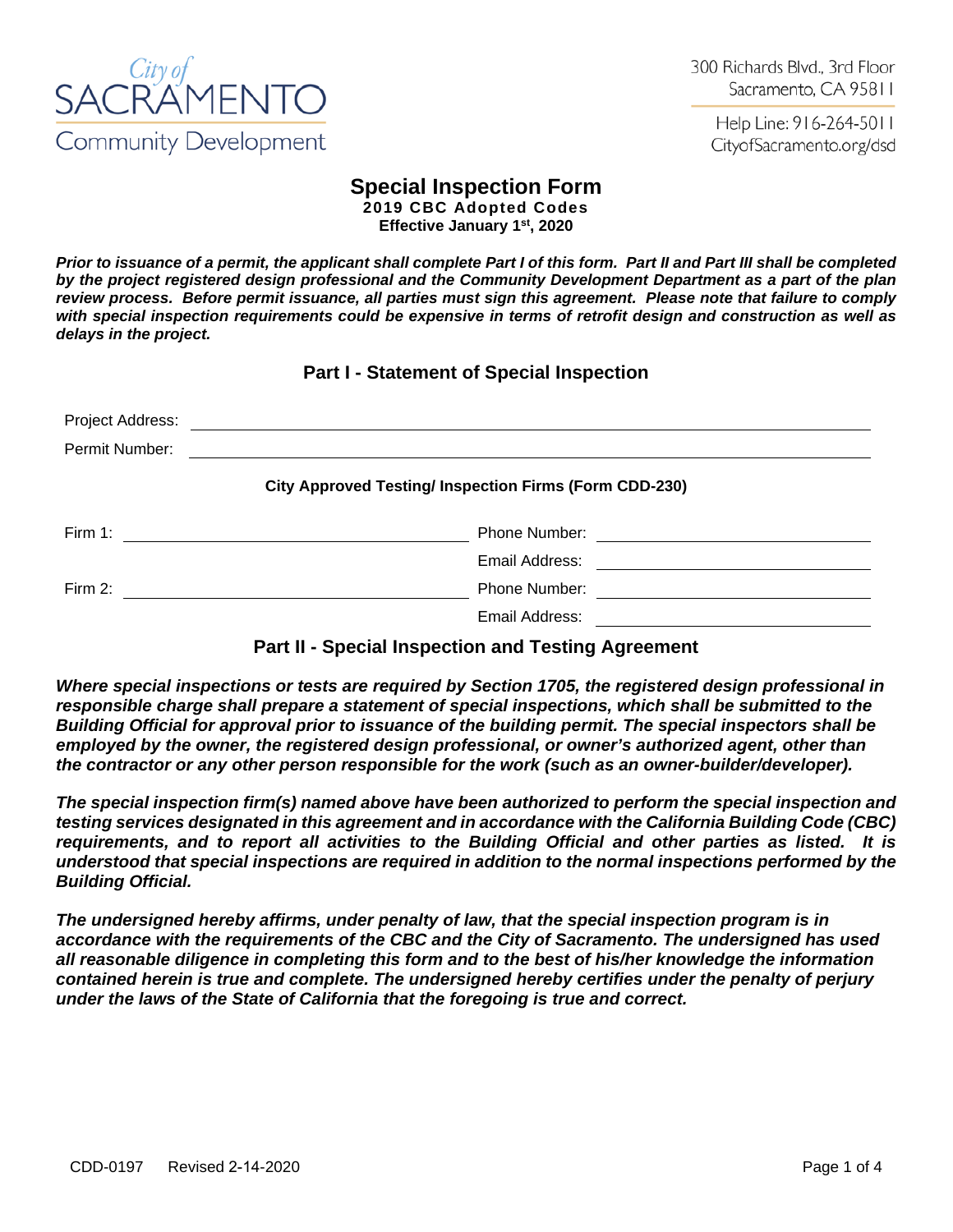City of SACRAMENTO Community Development

300 Richards Blvd., 3rd Floor
Sacramento, CA 95811

Help Line: 916-264-5011
CityofSacramento.org/dsd

# Special Inspection Form

**2019 CBC Adopted Codes**
**Effective January 1st, 2020**

***Prior to issuance of a permit, the applicant shall complete Part I of this form. Part II and Part III shall be completed by the project registered design professional and the Community Development Department as a part of the plan review process. Before permit issuance, all parties must sign this agreement. Please note that failure to comply with special inspection requirements could be expensive in terms of retrofit design and construction as well as delays in the project.***

## Part I - Statement of Special Inspection

Project Address: ____________________________________________

Permit Number: ____________________________________________

**City Approved Testing/ Inspection Firms (Form CDD-230)**

Firm 1: ______________________ Phone Number: ______________________

Email Address: ______________________

Firm 2: ______________________ Phone Number: ______________________

Email Address: ______________________

## Part II - Special Inspection and Testing Agreement

***Where special inspections or tests are required by Section 1705, the registered design professional in responsible charge shall prepare a statement of special inspections, which shall be submitted to the Building Official for approval prior to issuance of the building permit. The special inspectors shall be employed by the owner, the registered design professional, or owner's authorized agent, other than the contractor or any other person responsible for the work (such as an owner-builder/developer).***

***The special inspection firm(s) named above have been authorized to perform the special inspection and testing services designated in this agreement and in accordance with the California Building Code (CBC) requirements, and to report all activities to the Building Official and other parties as listed. It is understood that special inspections are required in addition to the normal inspections performed by the Building Official.***

***The undersigned hereby affirms, under penalty of law, that the special inspection program is in accordance with the requirements of the CBC and the City of Sacramento. The undersigned has used all reasonable diligence in completing this form and to the best of his/her knowledge the information contained herein is true and complete. The undersigned hereby certifies under the penalty of perjury under the laws of the State of California that the foregoing is true and correct.***

CDD-0197 Revised 2-14-2020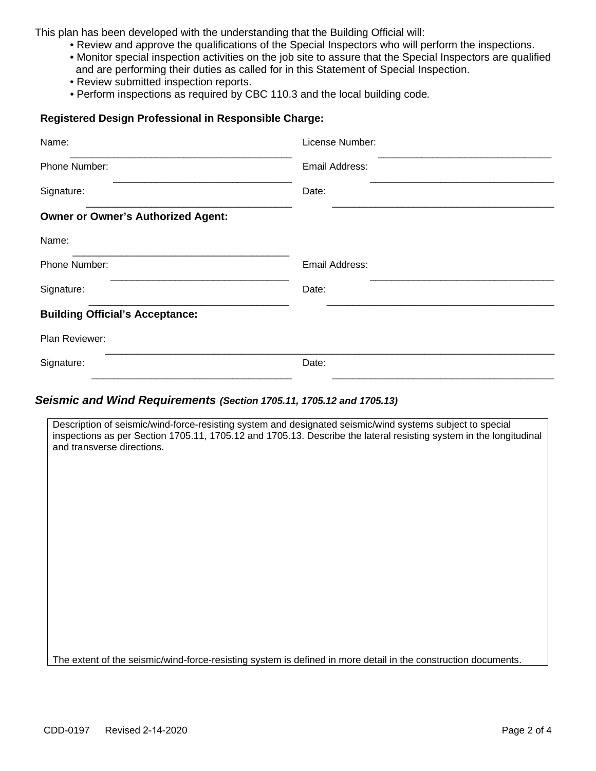This plan has been developed with the understanding that the Building Official will:

- Review and approve the qualifications of the Special Inspectors who will perform the inspections.
- Monitor special inspection activities on the job site to assure that the Special Inspectors are qualified and are performing their duties as called for in this Statement of Special Inspection.
- Review submitted inspection reports.
- Perform inspections as required by CBC 110.3 and the local building code.

**Registered Design Professional in Responsible Charge:**

Name: ________________________________________ License Number: ________________________________

Phone Number: ________________________________ Email Address: __________________________________

Signature: ____________________________________ Date: __________________________________________

**Owner or Owner's Authorized Agent:**

Name: ________________________________________

Phone Number: ________________________________ Email Address: __________________________________

Signature: ____________________________________ Date: __________________________________________

**Building Official's Acceptance:**

Plan Reviewer: ____________________________________________________________________________________

Signature: ____________________________________ Date: __________________________________________

## ***Seismic and Wind Requirements*** ***(Section 1705.11, 1705.12 and 1705.13)***

| Description of seismic/wind-force-resisting system and designated seismic/wind systems subject to special inspections as per Section 1705.11, 1705.12 and 1705.13. Describe the lateral resisting system in the longitudinal and transverse directions. |
|---|
| |
| The extent of the seismic/wind-force-resisting system is defined in more detail in the construction documents. |

CDD-0197 Revised 2-14-2020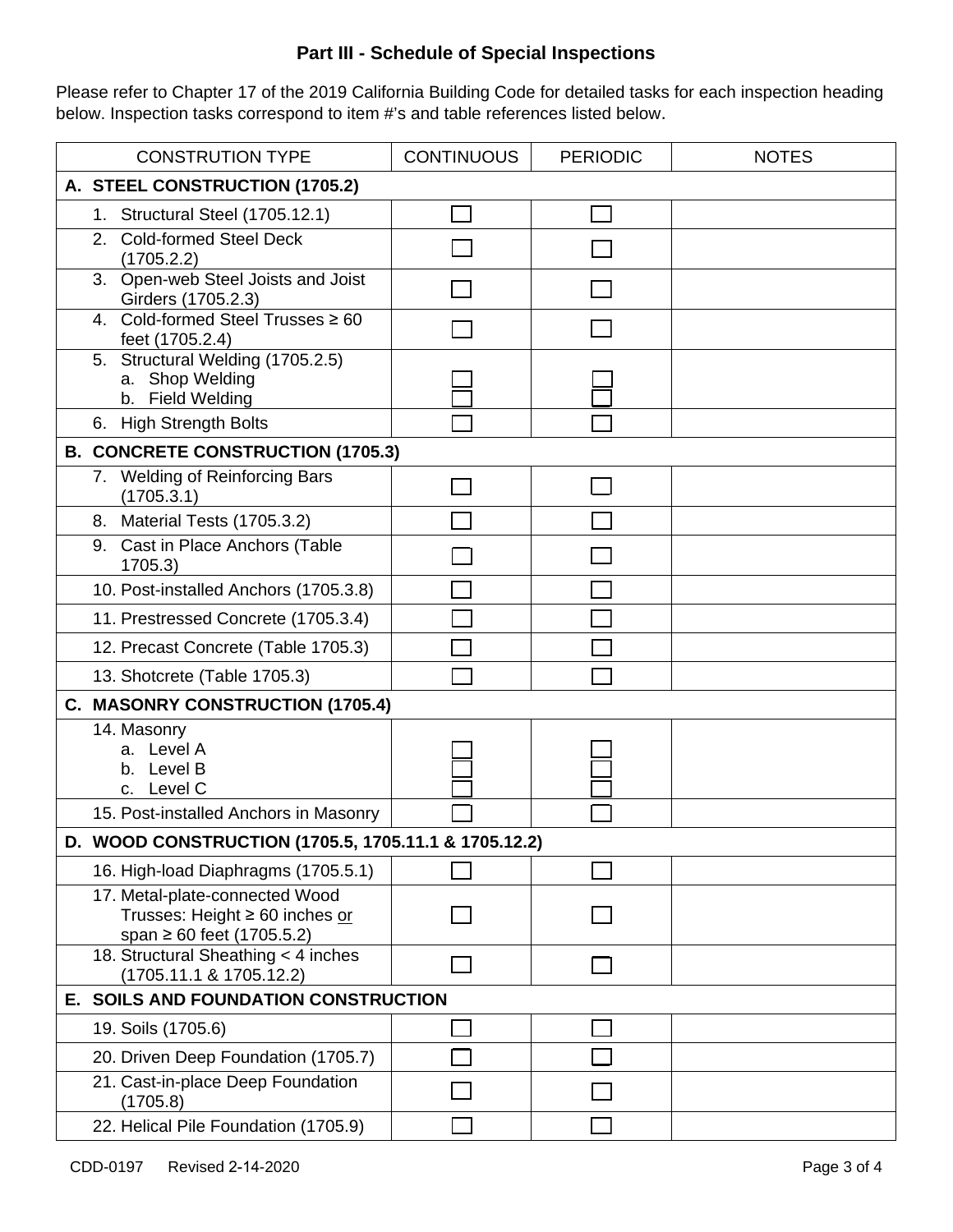## Part III - Schedule of Special Inspections

Please refer to Chapter 17 of the 2019 California Building Code for detailed tasks for each inspection heading below. Inspection tasks correspond to item #'s and table references listed below.

| CONSTRUTION TYPE | CONTINUOUS | PERIODIC | NOTES |
|---|---|---|---|
| **A. STEEL CONSTRUCTION (1705.2)** | | | |
| 1. Structural Steel (1705.12.1) | ☐ | ☐ | |
| 2. Cold-formed Steel Deck (1705.2.2) | ☐ | ☐ | |
| 3. Open-web Steel Joists and Joist Girders (1705.2.3) | ☐ | ☐ | |
| 4. Cold-formed Steel Trusses ≥ 60 feet (1705.2.4) | ☐ | ☐ | |
| 5. Structural Welding (1705.2.5)<br>a. Shop Welding<br>b. Field Welding | <br>☐<br>☐ | <br>☐<br>☐ | |
| 6. High Strength Bolts | ☐ | ☐ | |
| **B. CONCRETE CONSTRUCTION (1705.3)** | | | |
| 7. Welding of Reinforcing Bars (1705.3.1) | ☐ | ☐ | |
| 8. Material Tests (1705.3.2) | ☐ | ☐ | |
| 9. Cast in Place Anchors (Table 1705.3) | ☐ | ☐ | |
| 10. Post-installed Anchors (1705.3.8) | ☐ | ☐ | |
| 11. Prestressed Concrete (1705.3.4) | ☐ | ☐ | |
| 12. Precast Concrete (Table 1705.3) | ☐ | ☐ | |
| 13. Shotcrete (Table 1705.3) | ☐ | ☐ | |
| **C. MASONRY CONSTRUCTION (1705.4)** | | | |
| 14. Masonry<br>a. Level A<br>b. Level B<br>c. Level C | <br>☐<br>☐<br>☐ | <br>☐<br>☐<br>☐ | |
| 15. Post-installed Anchors in Masonry | ☐ | ☐ | |
| **D. WOOD CONSTRUCTION (1705.5, 1705.11.1 & 1705.12.2)** | | | |
| 16. High-load Diaphragms (1705.5.1) | ☐ | ☐ | |
| 17. Metal-plate-connected Wood Trusses: Height ≥ 60 inches <u>or</u> span ≥ 60 feet (1705.5.2) | ☐ | ☐ | |
| 18. Structural Sheathing < 4 inches (1705.11.1 & 1705.12.2) | ☐ | ☐ | |
| **E. SOILS AND FOUNDATION CONSTRUCTION** | | | |
| 19. Soils (1705.6) | ☐ | ☐ | |
| 20. Driven Deep Foundation (1705.7) | ☐ | ☐ | |
| 21. Cast-in-place Deep Foundation (1705.8) | ☐ | ☐ | |
| 22. Helical Pile Foundation (1705.9) | ☐ | ☐ | |

CDD-0197 Revised 2-14-2020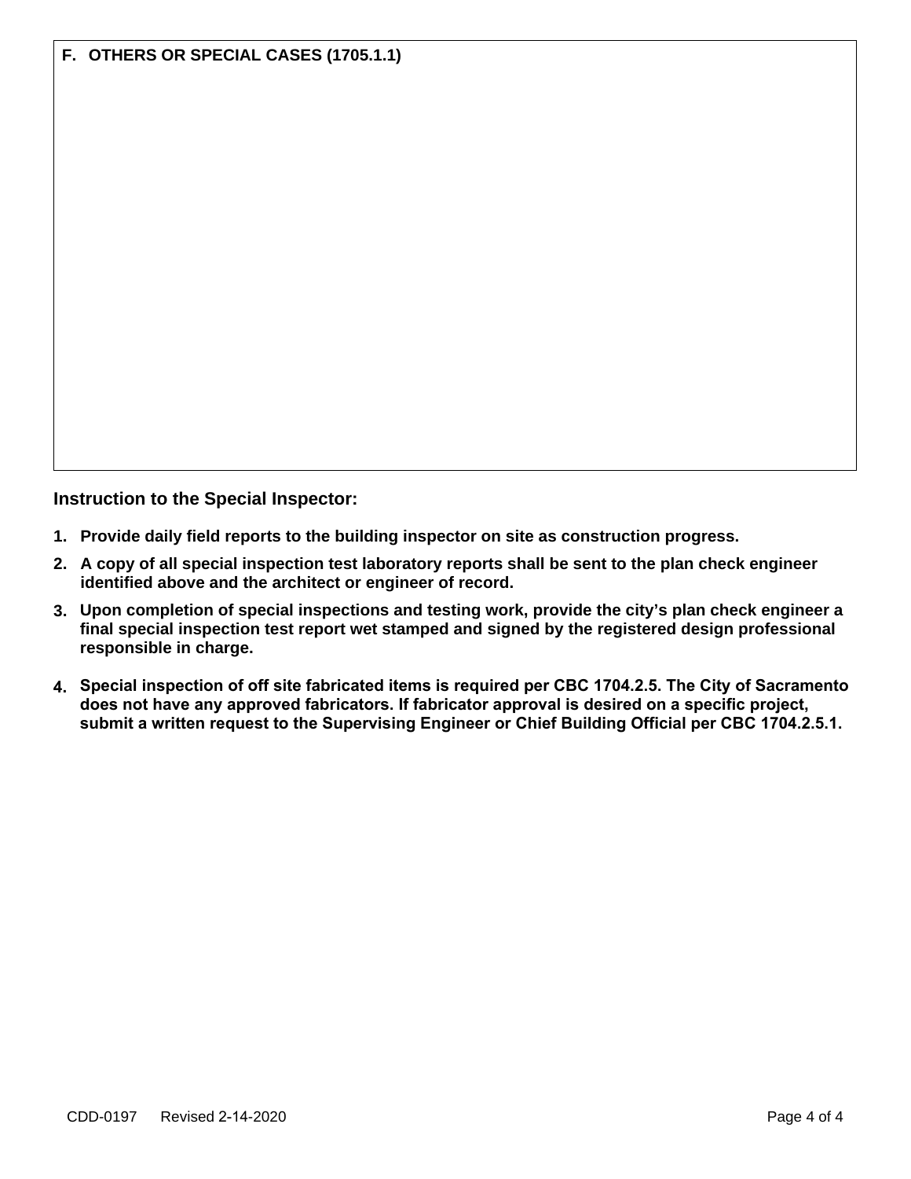**F. OTHERS OR SPECIAL CASES (1705.1.1)**

## Instruction to the Special Inspector:

1. **Provide daily field reports to the building inspector on site as construction progress.**
2. **A copy of all special inspection test laboratory reports shall be sent to the plan check engineer identified above and the architect or engineer of record.**
3. **Upon completion of special inspections and testing work, provide the city's plan check engineer a final special inspection test report wet stamped and signed by the registered design professional responsible in charge.**
4. **Special inspection of off site fabricated items is required per CBC 1704.2.5. The City of Sacramento does not have any approved fabricators. If fabricator approval is desired on a specific project, submit a written request to the Supervising Engineer or Chief Building Official per CBC 1704.2.5.1.**

CDD-0197 Revised 2-14-2020